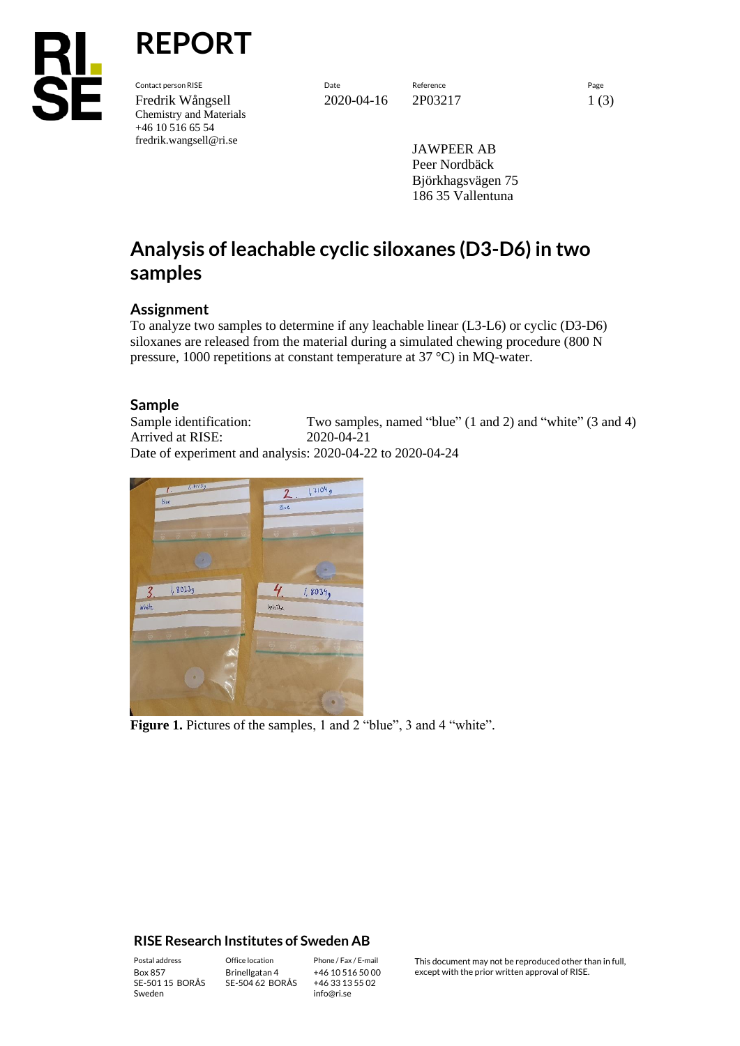# REPORT

Contact person RISE
Fredrik Wångsell
Chemistry and Materials
+46 10 516 65 54
fredrik.wangsell@ri.se

Date
2020-04-16

Reference
2P03217

JAWPEER AB
Peer Nordbäck
Björkhagsvägen 75
186 35 Vallentuna

## Analysis of leachable cyclic siloxanes (D3-D6) in two samples

### Assignment

To analyze two samples to determine if any leachable linear (L3-L6) or cyclic (D3-D6) siloxanes are released from the material during a simulated chewing procedure (800 N pressure, 1000 repetitions at constant temperature at 37 °C) in MQ-water.

### Sample

Sample identification: Two samples, named "blue" (1 and 2) and "white" (3 and 4)
Arrived at RISE: 2020-04-21
Date of experiment and analysis: 2020-04-22 to 2020-04-24

**Figure 1.** Pictures of the samples, 1 and 2 "blue", 3 and 4 "white".

**RISE Research Institutes of Sweden AB**

Postal address
Box 857
SE-501 15 BORÅS
Sweden

Office location
Brinellgatan 4
SE-504 62 BORÅS

Phone / Fax / E-mail
+46 10 516 50 00
+46 33 13 55 02
info@ri.se

This document may not be reproduced other than in full, except with the prior written approval of RISE.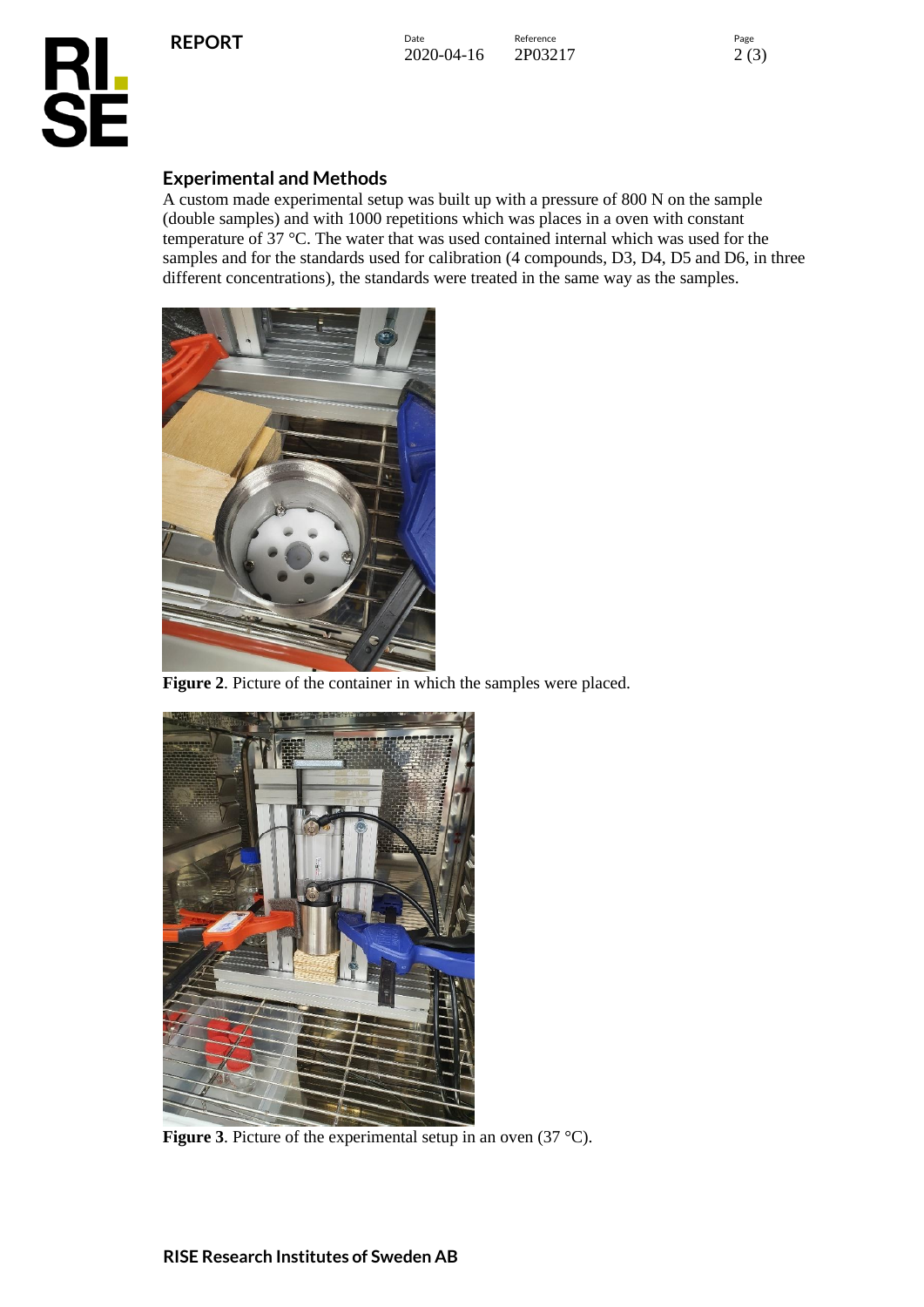## Experimental and Methods

A custom made experimental setup was built up with a pressure of 800 N on the sample (double samples) and with 1000 repetitions which was places in a oven with constant temperature of 37 °C. The water that was used contained internal which was used for the samples and for the standards used for calibration (4 compounds, D3, D4, D5 and D6, in three different concentrations), the standards were treated in the same way as the samples.

**Figure 2**. Picture of the container in which the samples were placed.

**Figure 3**. Picture of the experimental setup in an oven (37 °C).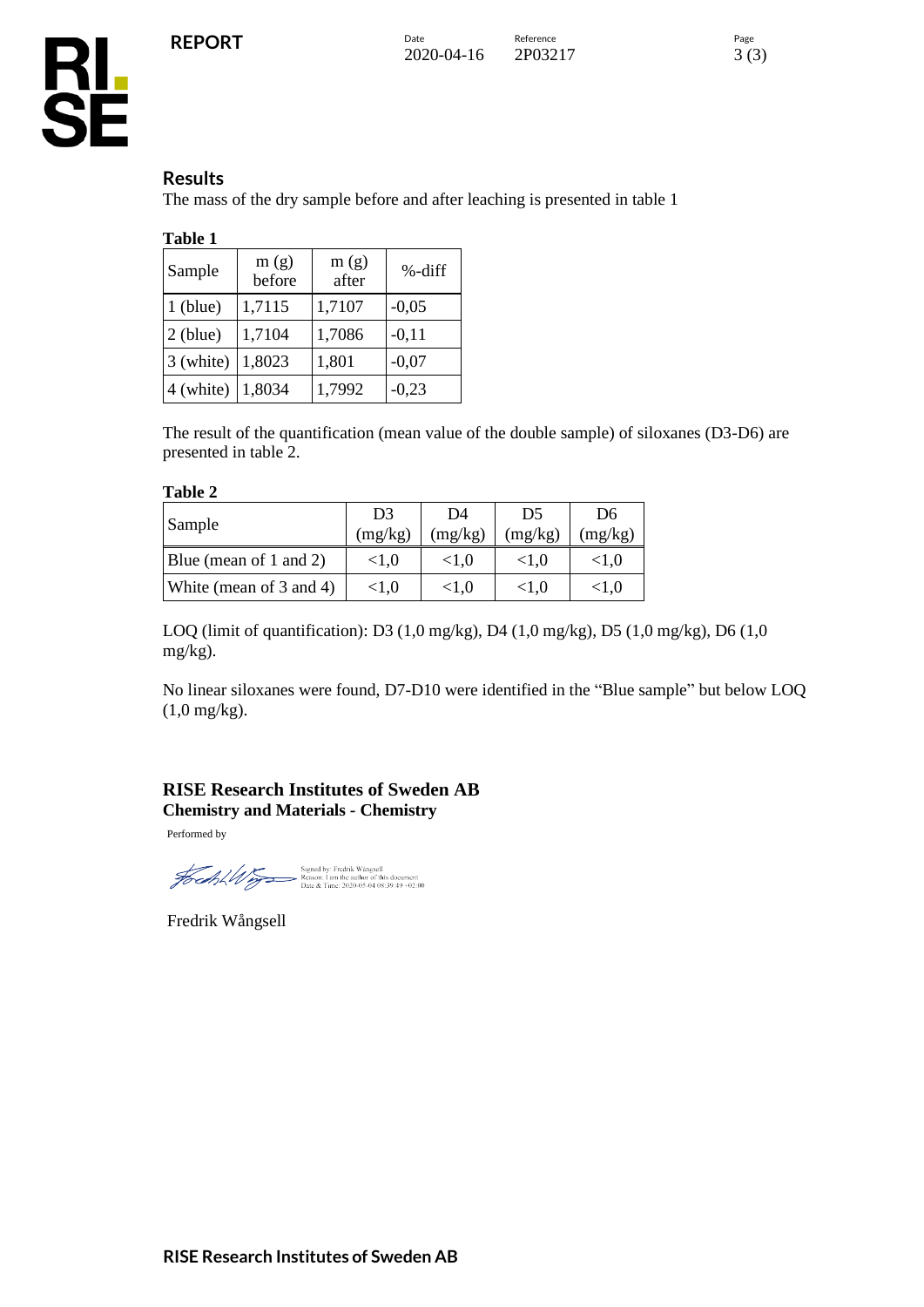## Results

The mass of the dry sample before and after leaching is presented in table 1

**Table 1**

| Sample | m (g) before | m (g) after | %-diff |
|---|---|---|---|
| 1 (blue) | 1,7115 | 1,7107 | -0,05 |
| 2 (blue) | 1,7104 | 1,7086 | -0,11 |
| 3 (white) | 1,8023 | 1,801 | -0,07 |
| 4 (white) | 1,8034 | 1,7992 | -0,23 |

The result of the quantification (mean value of the double sample) of siloxanes (D3-D6) are presented in table 2.

**Table 2**

| Sample | D3 (mg/kg) | D4 (mg/kg) | D5 (mg/kg) | D6 (mg/kg) |
|---|---|---|---|---|
| Blue (mean of 1 and 2) | <1,0 | <1,0 | <1,0 | <1,0 |
| White (mean of 3 and 4) | <1,0 | <1,0 | <1,0 | <1,0 |

LOQ (limit of quantification): D3 (1,0 mg/kg), D4 (1,0 mg/kg), D5 (1,0 mg/kg), D6 (1,0 mg/kg).

No linear siloxanes were found, D7-D10 were identified in the "Blue sample" but below LOQ (1,0 mg/kg).

**RISE Research Institutes of Sweden AB**
**Chemistry and Materials - Chemistry**

Performed by

Signed by: Fredrik Wångsell
Reason: I am the author of this document
Date & Time: 2020-05-04 08:39:49 +02:00

Fredrik Wångsell